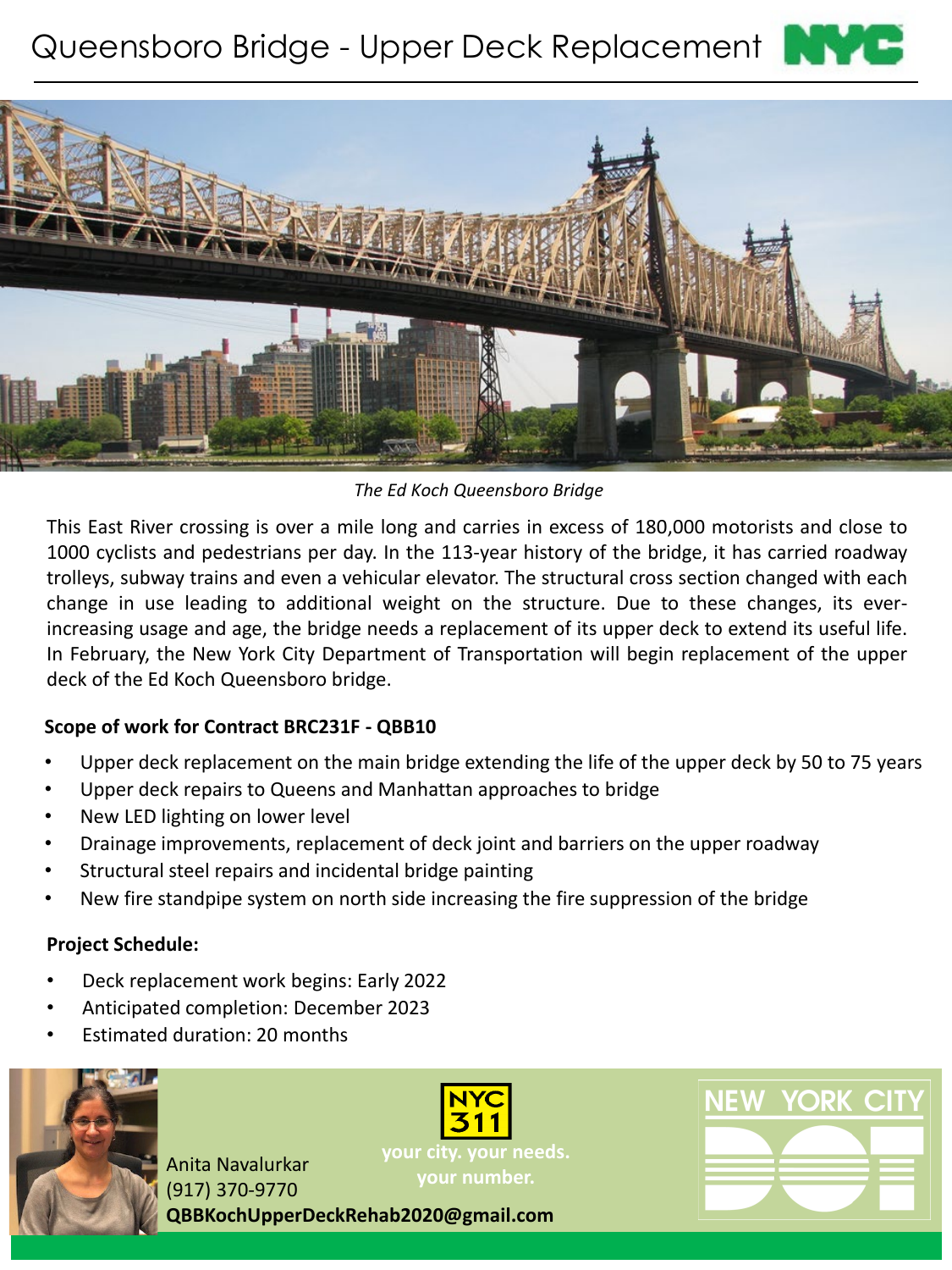# Queensboro Bridge - Upper Deck Replacement

*The Ed Koch Queensboro Bridge*

This East River crossing is over a mile long and carries in excess of 180,000 motorists and close to 1000 cyclists and pedestrians per day. In the 113-year history of the bridge, it has carried roadway trolleys, subway trains and even a vehicular elevator. The structural cross section changed with each change in use leading to additional weight on the structure. Due to these changes, its ever-increasing usage and age, the bridge needs a replacement of its upper deck to extend its useful life. In February, the New York City Department of Transportation will begin replacement of the upper deck of the Ed Koch Queensboro bridge.

**Scope of work for Contract BRC231F - QBB10**

- Upper deck replacement on the main bridge extending the life of the upper deck by 50 to 75 years
- Upper deck repairs to Queens and Manhattan approaches to bridge
- New LED lighting on lower level
- Drainage improvements, replacement of deck joint and barriers on the upper roadway
- Structural steel repairs and incidental bridge painting
- New fire standpipe system on north side increasing the fire suppression of the bridge

**Project Schedule:**

- Deck replacement work begins: Early 2022
- Anticipated completion: December 2023
- Estimated duration: 20 months

Anita Navalurkar
(917) 370-9770
**QBBKochUpperDeckRehab2020@gmail.com**

NYC 311
**your city. your needs. your number.**

NEW YORK CITY DOT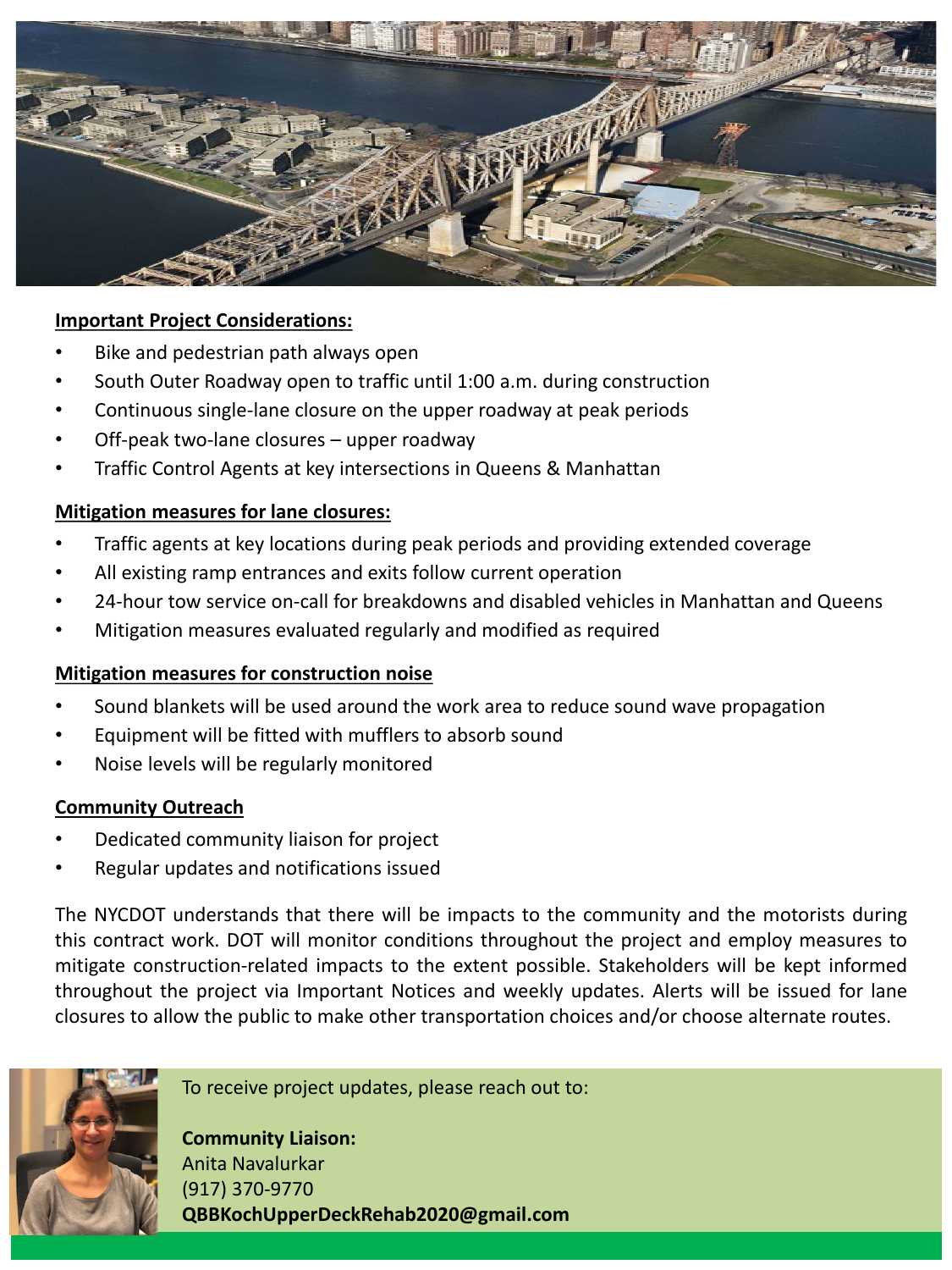**Important Project Considerations:**

- Bike and pedestrian path always open
- South Outer Roadway open to traffic until 1:00 a.m. during construction
- Continuous single-lane closure on the upper roadway at peak periods
- Off-peak two-lane closures – upper roadway
- Traffic Control Agents at key intersections in Queens & Manhattan

**Mitigation measures for lane closures:**

- Traffic agents at key locations during peak periods and providing extended coverage
- All existing ramp entrances and exits follow current operation
- 24-hour tow service on-call for breakdowns and disabled vehicles in Manhattan and Queens
- Mitigation measures evaluated regularly and modified as required

**Mitigation measures for construction noise**

- Sound blankets will be used around the work area to reduce sound wave propagation
- Equipment will be fitted with mufflers to absorb sound
- Noise levels will be regularly monitored

**Community Outreach**

- Dedicated community liaison for project
- Regular updates and notifications issued

The NYCDOT understands that there will be impacts to the community and the motorists during this contract work. DOT will monitor conditions throughout the project and employ measures to mitigate construction-related impacts to the extent possible. Stakeholders will be kept informed throughout the project via Important Notices and weekly updates. Alerts will be issued for lane closures to allow the public to make other transportation choices and/or choose alternate routes.

To receive project updates, please reach out to:

**Community Liaison:**
Anita Navalurkar
(917) 370-9770
**QBBKochUpperDeckRehab2020@gmail.com**